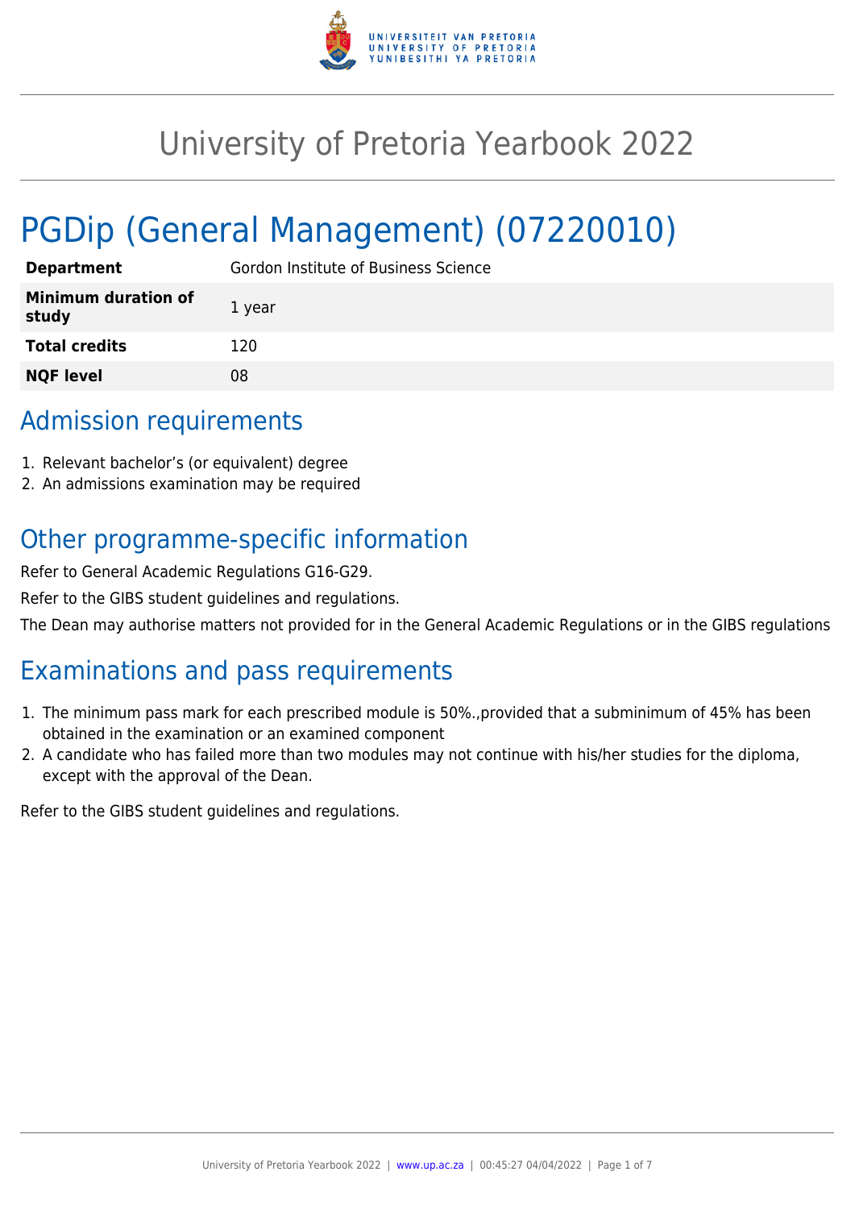# University of Pretoria Yearbook 2022

# PGDip (General Management) (07220010)

| | |
|---|---|
| **Department** | Gordon Institute of Business Science |
| **Minimum duration of study** | 1 year |
| **Total credits** | 120 |
| **NQF level** | 08 |

## Admission requirements

1. Relevant bachelor's (or equivalent) degree
2. An admissions examination may be required

## Other programme-specific information

Refer to General Academic Regulations G16-G29.

Refer to the GIBS student guidelines and regulations.

The Dean may authorise matters not provided for in the General Academic Regulations or in the GIBS regulations

## Examinations and pass requirements

1. The minimum pass mark for each prescribed module is 50%.,provided that a subminimum of 45% has been obtained in the examination or an examined component
2. A candidate who has failed more than two modules may not continue with his/her studies for the diploma, except with the approval of the Dean.

Refer to the GIBS student guidelines and regulations.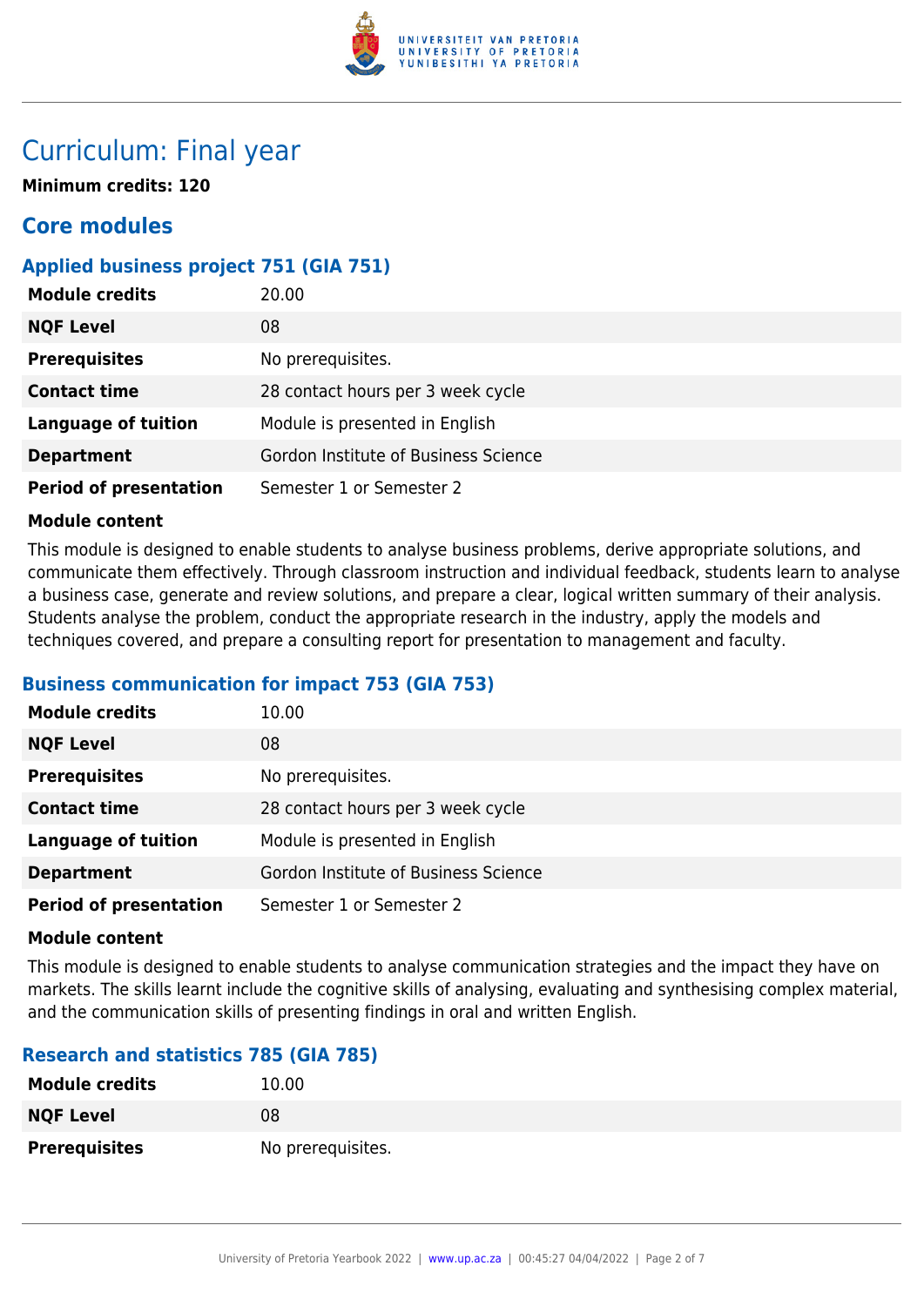# Curriculum: Final year

**Minimum credits: 120**

## Core modules

### Applied business project 751 (GIA 751)

| | |
|---|---|
| **Module credits** | 20.00 |
| **NQF Level** | 08 |
| **Prerequisites** | No prerequisites. |
| **Contact time** | 28 contact hours per 3 week cycle |
| **Language of tuition** | Module is presented in English |
| **Department** | Gordon Institute of Business Science |
| **Period of presentation** | Semester 1 or Semester 2 |

**Module content**

This module is designed to enable students to analyse business problems, derive appropriate solutions, and communicate them effectively. Through classroom instruction and individual feedback, students learn to analyse a business case, generate and review solutions, and prepare a clear, logical written summary of their analysis. Students analyse the problem, conduct the appropriate research in the industry, apply the models and techniques covered, and prepare a consulting report for presentation to management and faculty.

### Business communication for impact 753 (GIA 753)

| | |
|---|---|
| **Module credits** | 10.00 |
| **NQF Level** | 08 |
| **Prerequisites** | No prerequisites. |
| **Contact time** | 28 contact hours per 3 week cycle |
| **Language of tuition** | Module is presented in English |
| **Department** | Gordon Institute of Business Science |
| **Period of presentation** | Semester 1 or Semester 2 |

**Module content**

This module is designed to enable students to analyse communication strategies and the impact they have on markets. The skills learnt include the cognitive skills of analysing, evaluating and synthesising complex material, and the communication skills of presenting findings in oral and written English.

### Research and statistics 785 (GIA 785)

| | |
|---|---|
| **Module credits** | 10.00 |
| **NQF Level** | 08 |
| **Prerequisites** | No prerequisites. |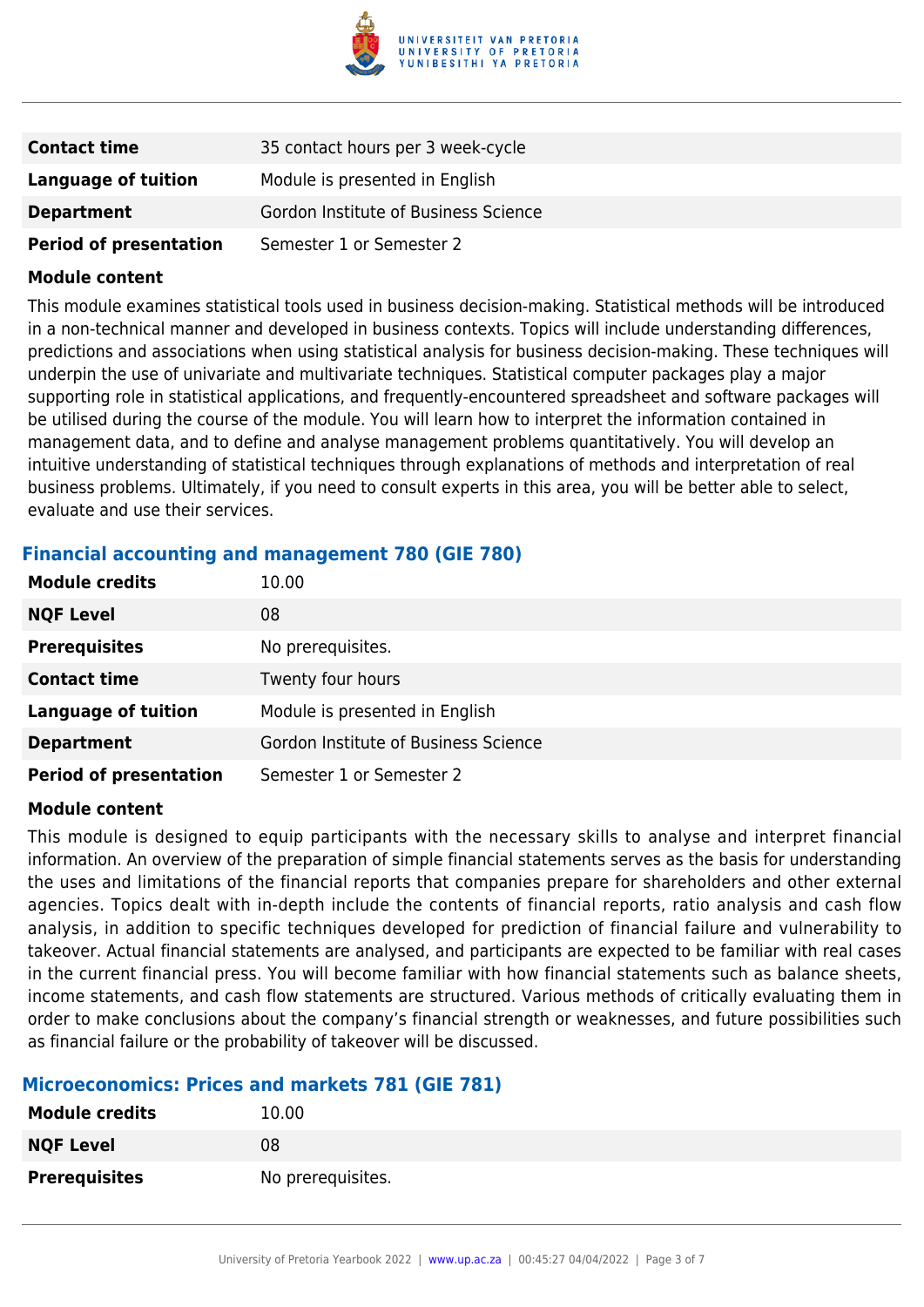| | |
|---|---|
| **Contact time** | 35 contact hours per 3 week-cycle |
| **Language of tuition** | Module is presented in English |
| **Department** | Gordon Institute of Business Science |
| **Period of presentation** | Semester 1 or Semester 2 |

**Module content**

This module examines statistical tools used in business decision-making. Statistical methods will be introduced in a non-technical manner and developed in business contexts. Topics will include understanding differences, predictions and associations when using statistical analysis for business decision-making. These techniques will underpin the use of univariate and multivariate techniques. Statistical computer packages play a major supporting role in statistical applications, and frequently-encountered spreadsheet and software packages will be utilised during the course of the module. You will learn how to interpret the information contained in management data, and to define and analyse management problems quantitatively. You will develop an intuitive understanding of statistical techniques through explanations of methods and interpretation of real business problems. Ultimately, if you need to consult experts in this area, you will be better able to select, evaluate and use their services.

### Financial accounting and management 780 (GIE 780)

| | |
|---|---|
| **Module credits** | 10.00 |
| **NQF Level** | 08 |
| **Prerequisites** | No prerequisites. |
| **Contact time** | Twenty four hours |
| **Language of tuition** | Module is presented in English |
| **Department** | Gordon Institute of Business Science |
| **Period of presentation** | Semester 1 or Semester 2 |

**Module content**

This module is designed to equip participants with the necessary skills to analyse and interpret financial information. An overview of the preparation of simple financial statements serves as the basis for understanding the uses and limitations of the financial reports that companies prepare for shareholders and other external agencies. Topics dealt with in-depth include the contents of financial reports, ratio analysis and cash flow analysis, in addition to specific techniques developed for prediction of financial failure and vulnerability to takeover. Actual financial statements are analysed, and participants are expected to be familiar with real cases in the current financial press. You will become familiar with how financial statements such as balance sheets, income statements, and cash flow statements are structured. Various methods of critically evaluating them in order to make conclusions about the company's financial strength or weaknesses, and future possibilities such as financial failure or the probability of takeover will be discussed.

### Microeconomics: Prices and markets 781 (GIE 781)

| | |
|---|---|
| **Module credits** | 10.00 |
| **NQF Level** | 08 |
| **Prerequisites** | No prerequisites. |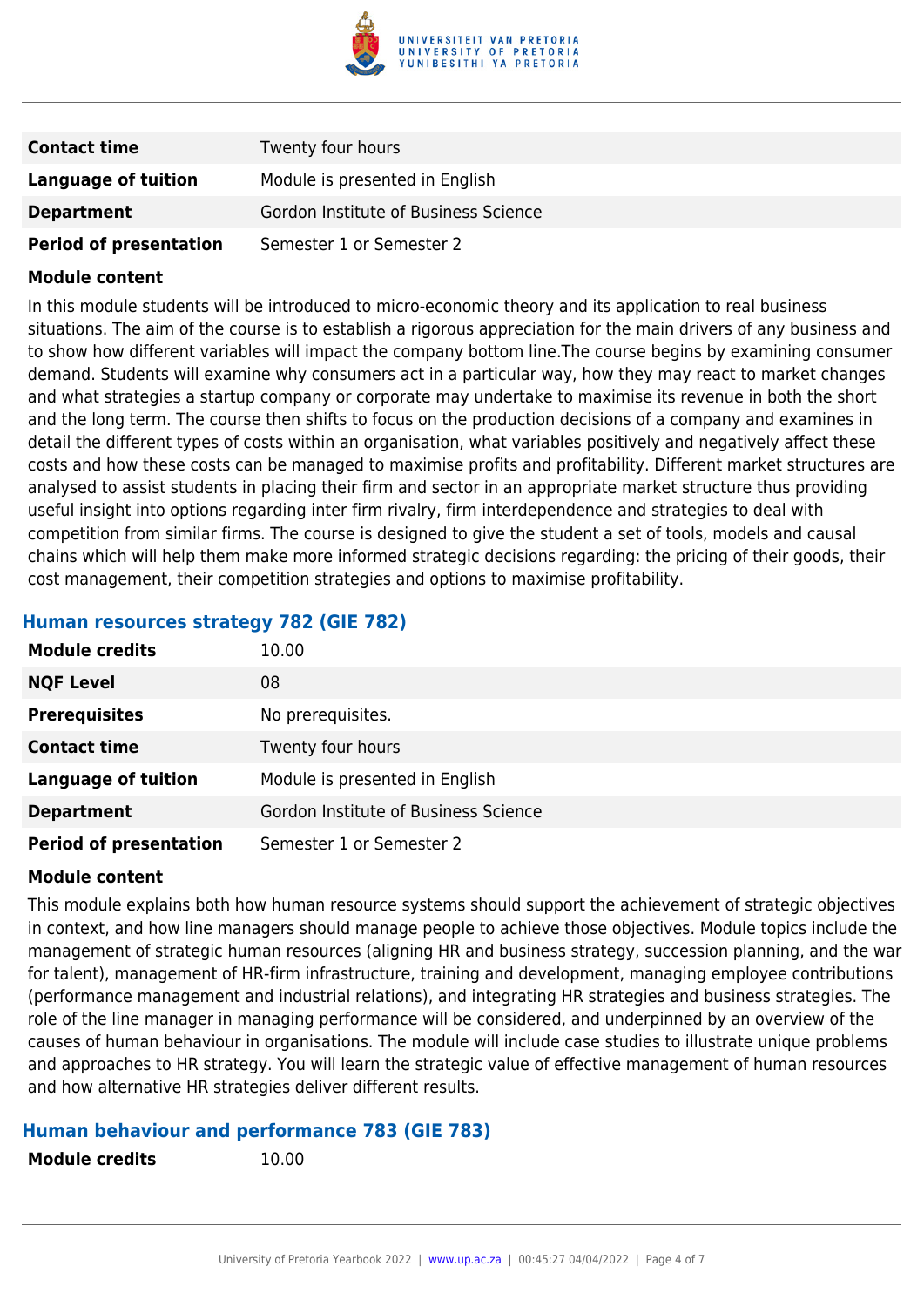| | |
|---|---|
| **Contact time** | Twenty four hours |
| **Language of tuition** | Module is presented in English |
| **Department** | Gordon Institute of Business Science |
| **Period of presentation** | Semester 1 or Semester 2 |

**Module content**

In this module students will be introduced to micro-economic theory and its application to real business situations. The aim of the course is to establish a rigorous appreciation for the main drivers of any business and to show how different variables will impact the company bottom line.The course begins by examining consumer demand. Students will examine why consumers act in a particular way, how they may react to market changes and what strategies a startup company or corporate may undertake to maximise its revenue in both the short and the long term. The course then shifts to focus on the production decisions of a company and examines in detail the different types of costs within an organisation, what variables positively and negatively affect these costs and how these costs can be managed to maximise profits and profitability. Different market structures are analysed to assist students in placing their firm and sector in an appropriate market structure thus providing useful insight into options regarding inter firm rivalry, firm interdependence and strategies to deal with competition from similar firms. The course is designed to give the student a set of tools, models and causal chains which will help them make more informed strategic decisions regarding: the pricing of their goods, their cost management, their competition strategies and options to maximise profitability.

### Human resources strategy 782 (GIE 782)

| | |
|---|---|
| **Module credits** | 10.00 |
| **NQF Level** | 08 |
| **Prerequisites** | No prerequisites. |
| **Contact time** | Twenty four hours |
| **Language of tuition** | Module is presented in English |
| **Department** | Gordon Institute of Business Science |
| **Period of presentation** | Semester 1 or Semester 2 |

**Module content**

This module explains both how human resource systems should support the achievement of strategic objectives in context, and how line managers should manage people to achieve those objectives. Module topics include the management of strategic human resources (aligning HR and business strategy, succession planning, and the war for talent), management of HR-firm infrastructure, training and development, managing employee contributions (performance management and industrial relations), and integrating HR strategies and business strategies. The role of the line manager in managing performance will be considered, and underpinned by an overview of the causes of human behaviour in organisations. The module will include case studies to illustrate unique problems and approaches to HR strategy. You will learn the strategic value of effective management of human resources and how alternative HR strategies deliver different results.

### Human behaviour and performance 783 (GIE 783)

| | |
|---|---|
| **Module credits** | 10.00 |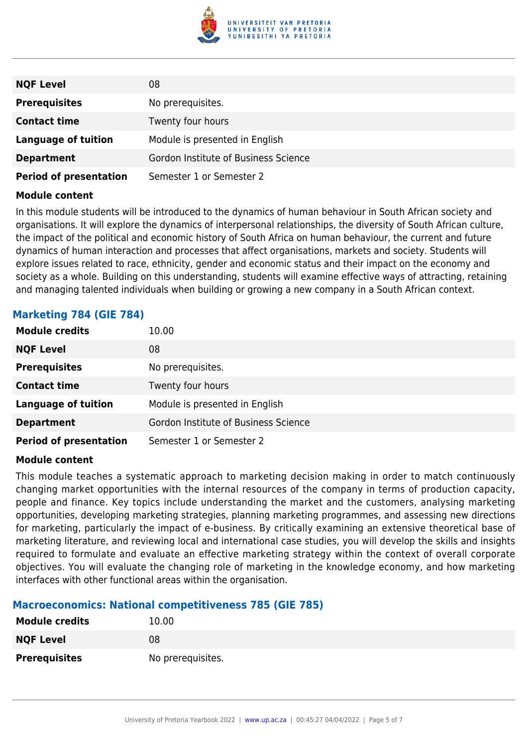| | |
|---|---|
| **NQF Level** | 08 |
| **Prerequisites** | No prerequisites. |
| **Contact time** | Twenty four hours |
| **Language of tuition** | Module is presented in English |
| **Department** | Gordon Institute of Business Science |
| **Period of presentation** | Semester 1 or Semester 2 |

**Module content**

In this module students will be introduced to the dynamics of human behaviour in South African society and organisations. It will explore the dynamics of interpersonal relationships, the diversity of South African culture, the impact of the political and economic history of South Africa on human behaviour, the current and future dynamics of human interaction and processes that affect organisations, markets and society. Students will explore issues related to race, ethnicity, gender and economic status and their impact on the economy and society as a whole. Building on this understanding, students will examine effective ways of attracting, retaining and managing talented individuals when building or growing a new company in a South African context.

### Marketing 784 (GIE 784)

| | |
|---|---|
| **Module credits** | 10.00 |
| **NQF Level** | 08 |
| **Prerequisites** | No prerequisites. |
| **Contact time** | Twenty four hours |
| **Language of tuition** | Module is presented in English |
| **Department** | Gordon Institute of Business Science |
| **Period of presentation** | Semester 1 or Semester 2 |

**Module content**

This module teaches a systematic approach to marketing decision making in order to match continuously changing market opportunities with the internal resources of the company in terms of production capacity, people and finance. Key topics include understanding the market and the customers, analysing marketing opportunities, developing marketing strategies, planning marketing programmes, and assessing new directions for marketing, particularly the impact of e-business. By critically examining an extensive theoretical base of marketing literature, and reviewing local and international case studies, you will develop the skills and insights required to formulate and evaluate an effective marketing strategy within the context of overall corporate objectives. You will evaluate the changing role of marketing in the knowledge economy, and how marketing interfaces with other functional areas within the organisation.

### Macroeconomics: National competitiveness 785 (GIE 785)

| | |
|---|---|
| **Module credits** | 10.00 |
| **NQF Level** | 08 |
| **Prerequisites** | No prerequisites. |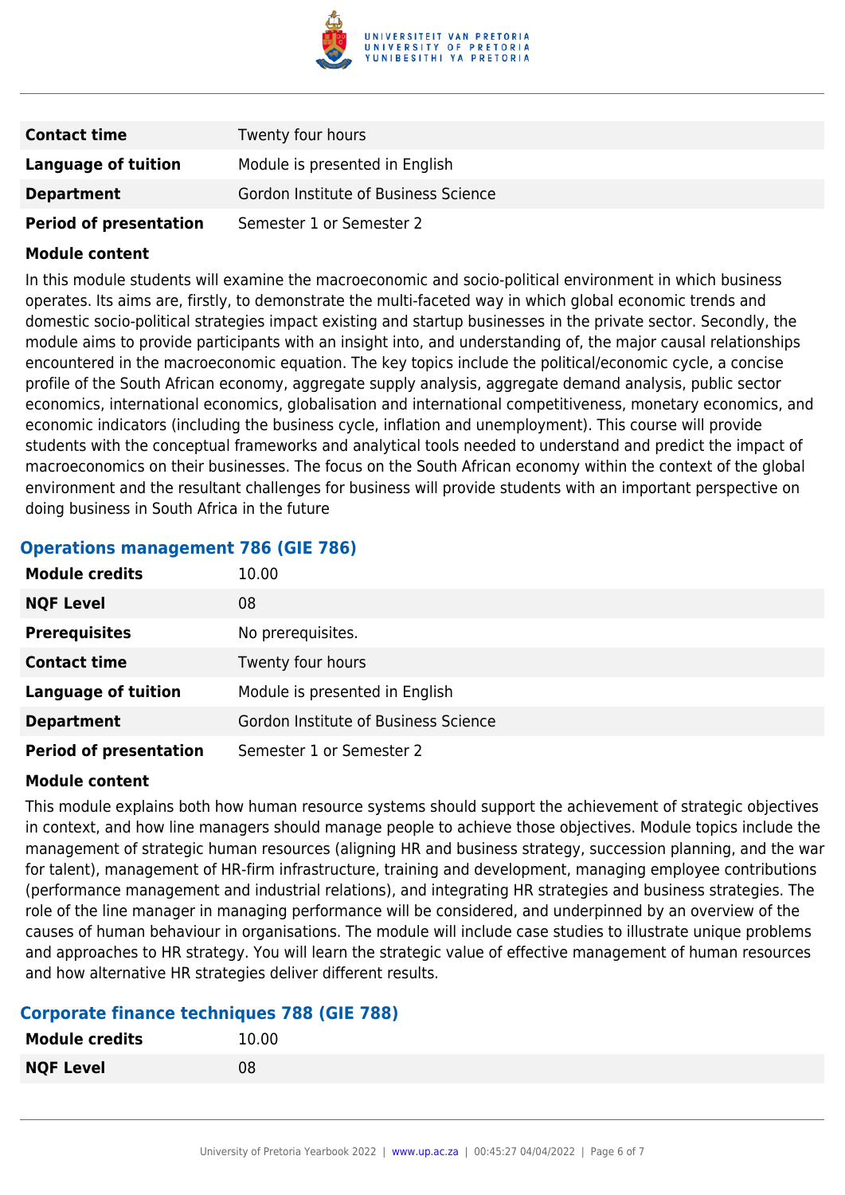| | |
|---|---|
| **Contact time** | Twenty four hours |
| **Language of tuition** | Module is presented in English |
| **Department** | Gordon Institute of Business Science |
| **Period of presentation** | Semester 1 or Semester 2 |

**Module content**

In this module students will examine the macroeconomic and socio-political environment in which business operates. Its aims are, firstly, to demonstrate the multi-faceted way in which global economic trends and domestic socio-political strategies impact existing and startup businesses in the private sector. Secondly, the module aims to provide participants with an insight into, and understanding of, the major causal relationships encountered in the macroeconomic equation. The key topics include the political/economic cycle, a concise profile of the South African economy, aggregate supply analysis, aggregate demand analysis, public sector economics, international economics, globalisation and international competitiveness, monetary economics, and economic indicators (including the business cycle, inflation and unemployment). This course will provide students with the conceptual frameworks and analytical tools needed to understand and predict the impact of macroeconomics on their businesses. The focus on the South African economy within the context of the global environment and the resultant challenges for business will provide students with an important perspective on doing business in South Africa in the future

### Operations management 786 (GIE 786)

| | |
|---|---|
| **Module credits** | 10.00 |
| **NQF Level** | 08 |
| **Prerequisites** | No prerequisites. |
| **Contact time** | Twenty four hours |
| **Language of tuition** | Module is presented in English |
| **Department** | Gordon Institute of Business Science |
| **Period of presentation** | Semester 1 or Semester 2 |

**Module content**

This module explains both how human resource systems should support the achievement of strategic objectives in context, and how line managers should manage people to achieve those objectives. Module topics include the management of strategic human resources (aligning HR and business strategy, succession planning, and the war for talent), management of HR-firm infrastructure, training and development, managing employee contributions (performance management and industrial relations), and integrating HR strategies and business strategies. The role of the line manager in managing performance will be considered, and underpinned by an overview of the causes of human behaviour in organisations. The module will include case studies to illustrate unique problems and approaches to HR strategy. You will learn the strategic value of effective management of human resources and how alternative HR strategies deliver different results.

### Corporate finance techniques 788 (GIE 788)

| | |
|---|---|
| **Module credits** | 10.00 |
| **NQF Level** | 08 |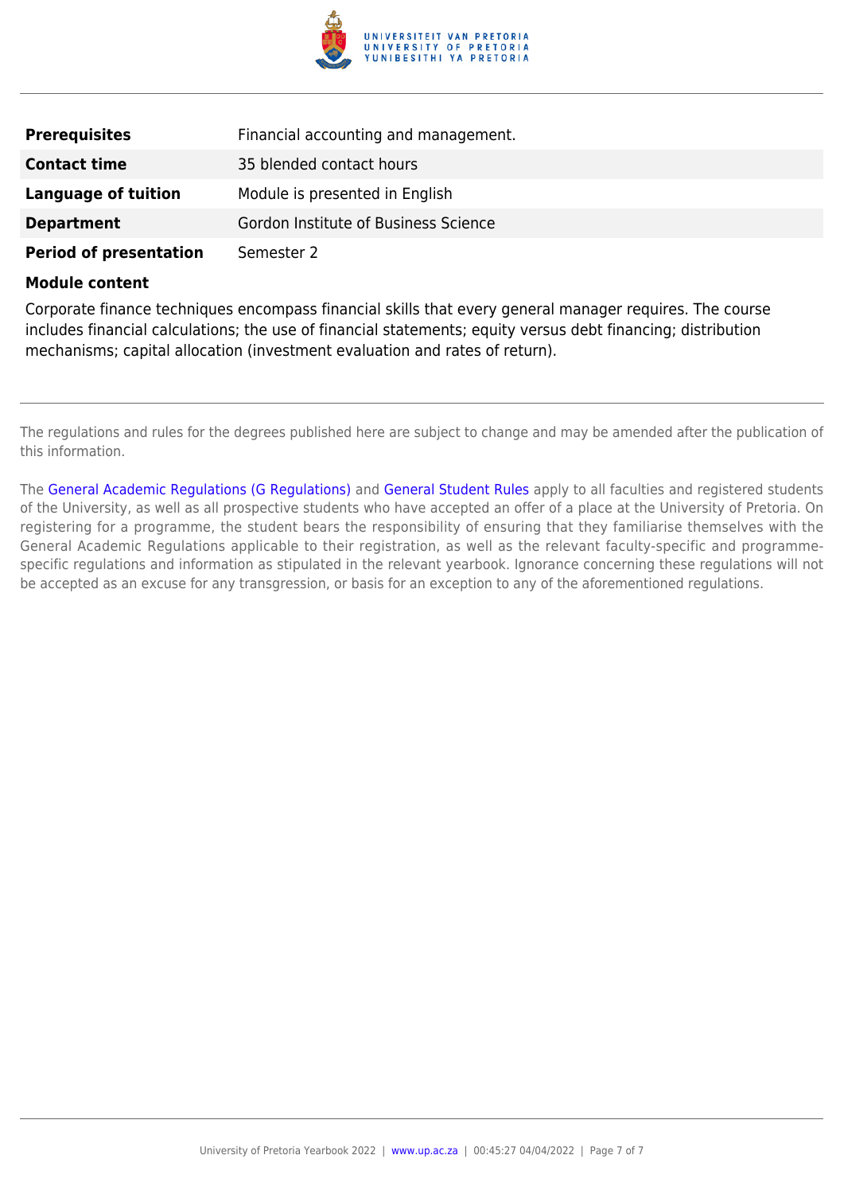| | |
|---|---|
| **Prerequisites** | Financial accounting and management. |
| **Contact time** | 35 blended contact hours |
| **Language of tuition** | Module is presented in English |
| **Department** | Gordon Institute of Business Science |
| **Period of presentation** | Semester 2 |

**Module content**

Corporate finance techniques encompass financial skills that every general manager requires. The course includes financial calculations; the use of financial statements; equity versus debt financing; distribution mechanisms; capital allocation (investment evaluation and rates of return).

---

The regulations and rules for the degrees published here are subject to change and may be amended after the publication of this information.

The General Academic Regulations (G Regulations) and General Student Rules apply to all faculties and registered students of the University, as well as all prospective students who have accepted an offer of a place at the University of Pretoria. On registering for a programme, the student bears the responsibility of ensuring that they familiarise themselves with the General Academic Regulations applicable to their registration, as well as the relevant faculty-specific and programme-specific regulations and information as stipulated in the relevant yearbook. Ignorance concerning these regulations will not be accepted as an excuse for any transgression, or basis for an exception to any of the aforementioned regulations.